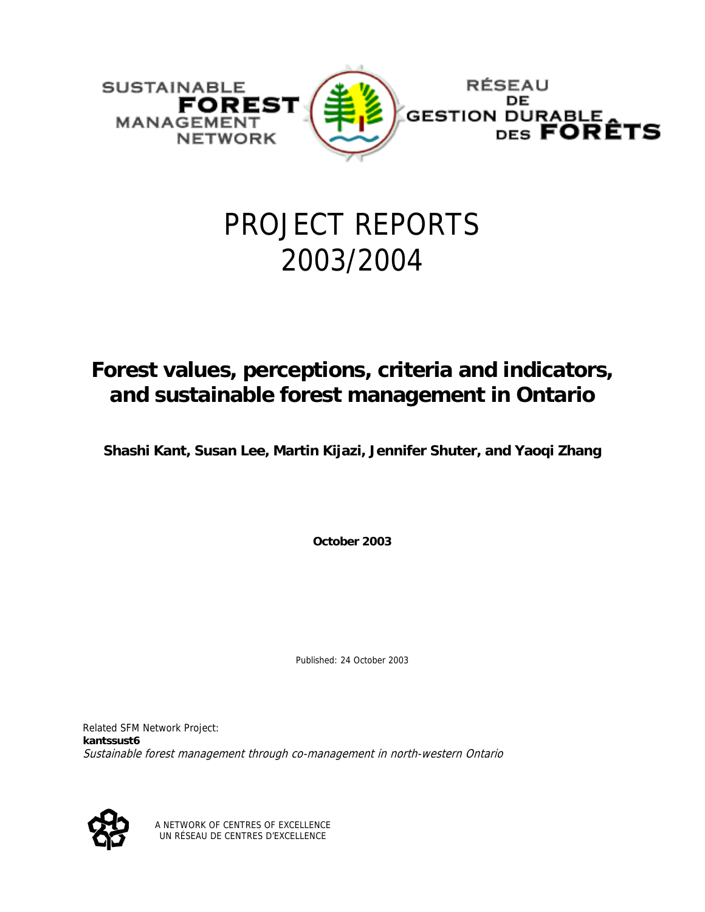SUSTAINABLE **FOREST** MANAGEMENT NETWORK

RÉSEAU DE GESTION DURABLE DES **FORÊTS**

# PROJECT REPORTS 2003/2004

## Forest values, perceptions, criteria and indicators, and sustainable forest management in Ontario

**Shashi Kant, Susan Lee, Martin Kijazi, Jennifer Shuter, and Yaoqi Zhang**

**October 2003**

Published: 24 October 2003

Related SFM Network Project:
**kantssust6**
*Sustainable forest management through co-management in north-western Ontario*

A NETWORK OF CENTRES OF EXCELLENCE
UN RÉSEAU DE CENTRES D'EXCELLENCE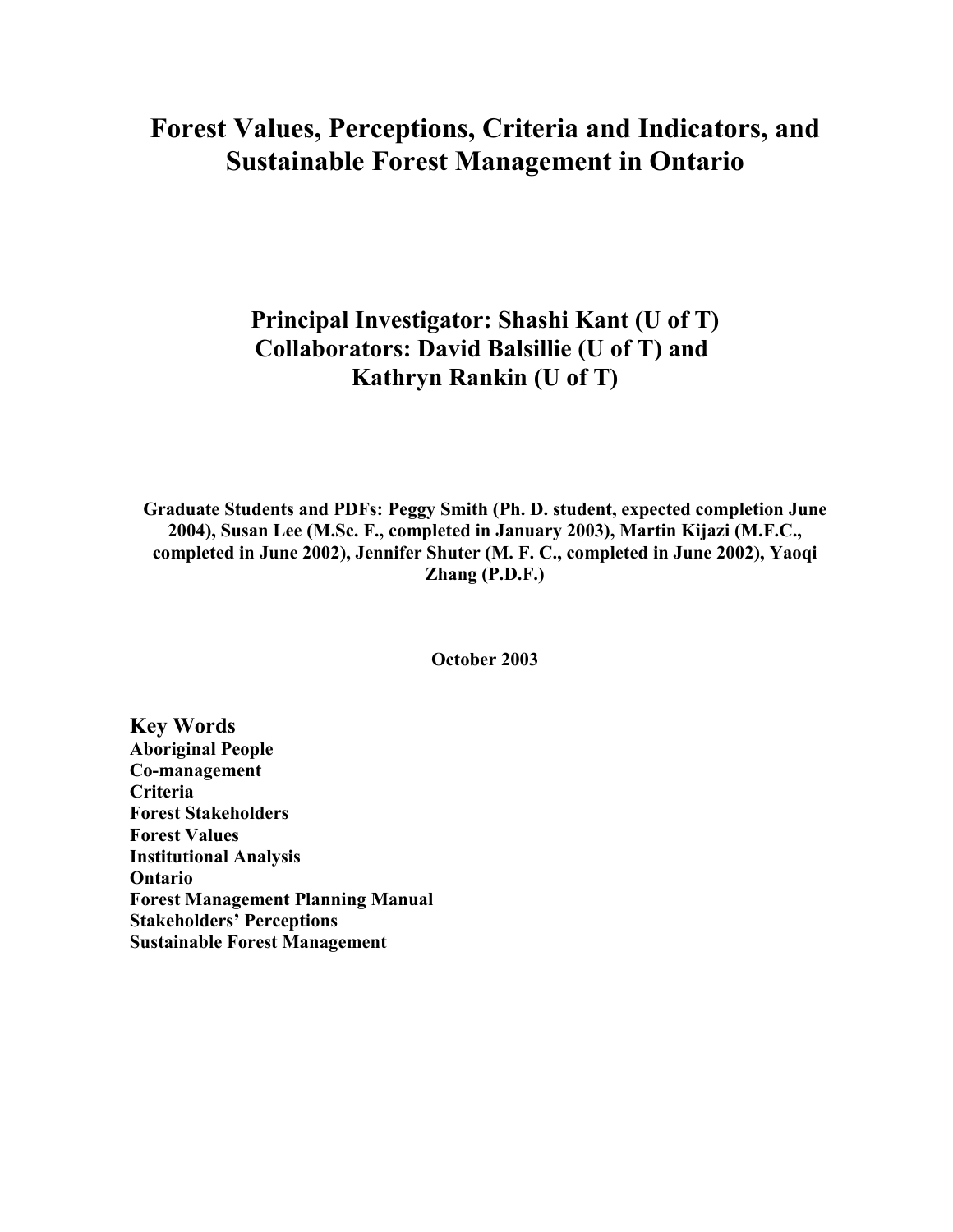# Forest Values, Perceptions, Criteria and Indicators, and Sustainable Forest Management in Ontario

**Principal Investigator: Shashi Kant (U of T)**
**Collaborators: David Balsillie (U of T) and Kathryn Rankin (U of T)**

**Graduate Students and PDFs: Peggy Smith (Ph. D. student, expected completion June 2004), Susan Lee (M.Sc. F., completed in January 2003), Martin Kijazi (M.F.C., completed in June 2002), Jennifer Shuter (M. F. C., completed in June 2002), Yaoqi Zhang (P.D.F.)**

**October 2003**

## Key Words

**Aboriginal People**
**Co-management**
**Criteria**
**Forest Stakeholders**
**Forest Values**
**Institutional Analysis**
**Ontario**
**Forest Management Planning Manual**
**Stakeholders' Perceptions**
**Sustainable Forest Management**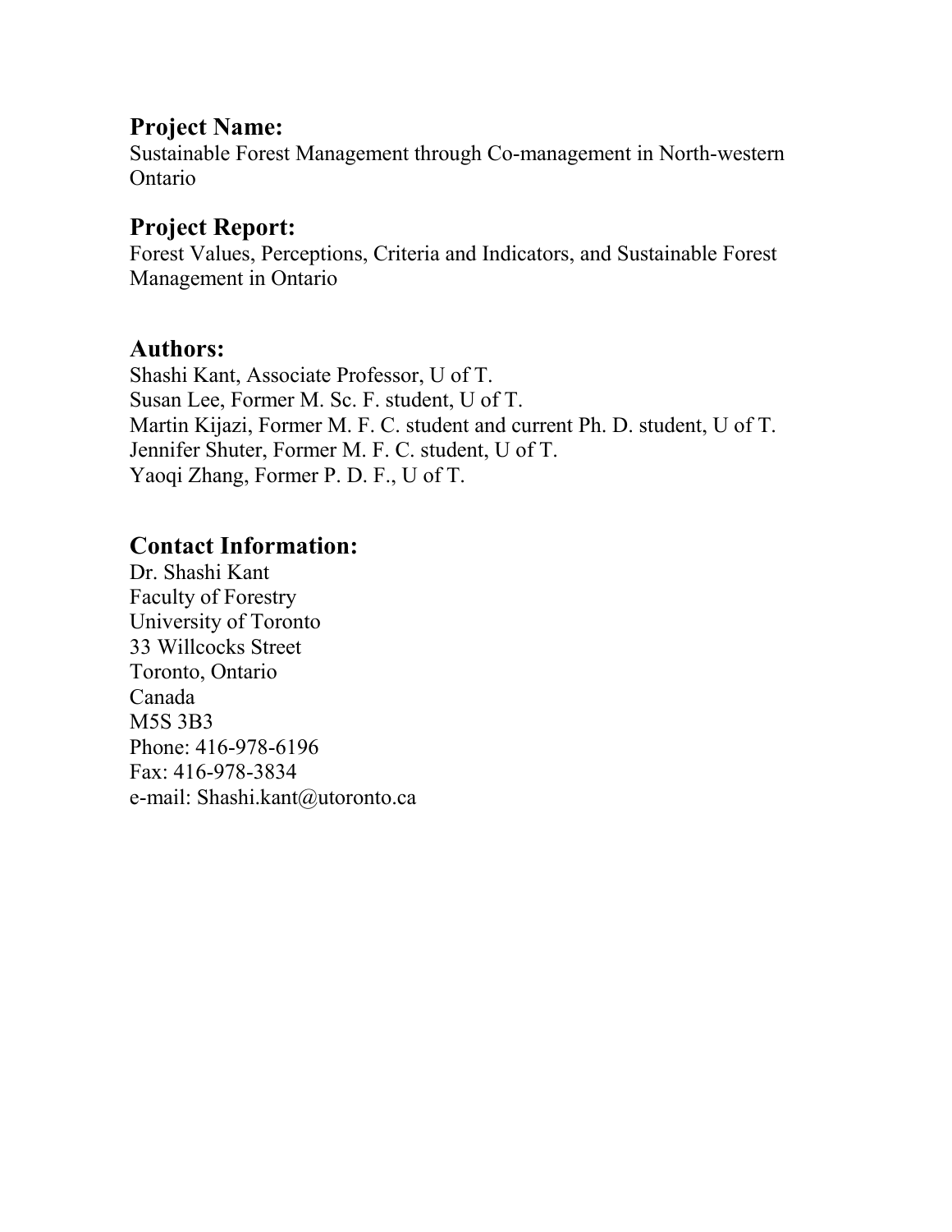## Project Name:

Sustainable Forest Management through Co-management in North-western Ontario

## Project Report:

Forest Values, Perceptions, Criteria and Indicators, and Sustainable Forest Management in Ontario

## Authors:

Shashi Kant, Associate Professor, U of T.  
Susan Lee, Former M. Sc. F. student, U of T.  
Martin Kijazi, Former M. F. C. student and current Ph. D. student, U of T.  
Jennifer Shuter, Former M. F. C. student, U of T.  
Yaoqi Zhang, Former P. D. F., U of T.

## Contact Information:

Dr. Shashi Kant  
Faculty of Forestry  
University of Toronto  
33 Willcocks Street  
Toronto, Ontario  
Canada  
M5S 3B3  
Phone: 416-978-6196  
Fax: 416-978-3834  
e-mail: Shashi.kant@utoronto.ca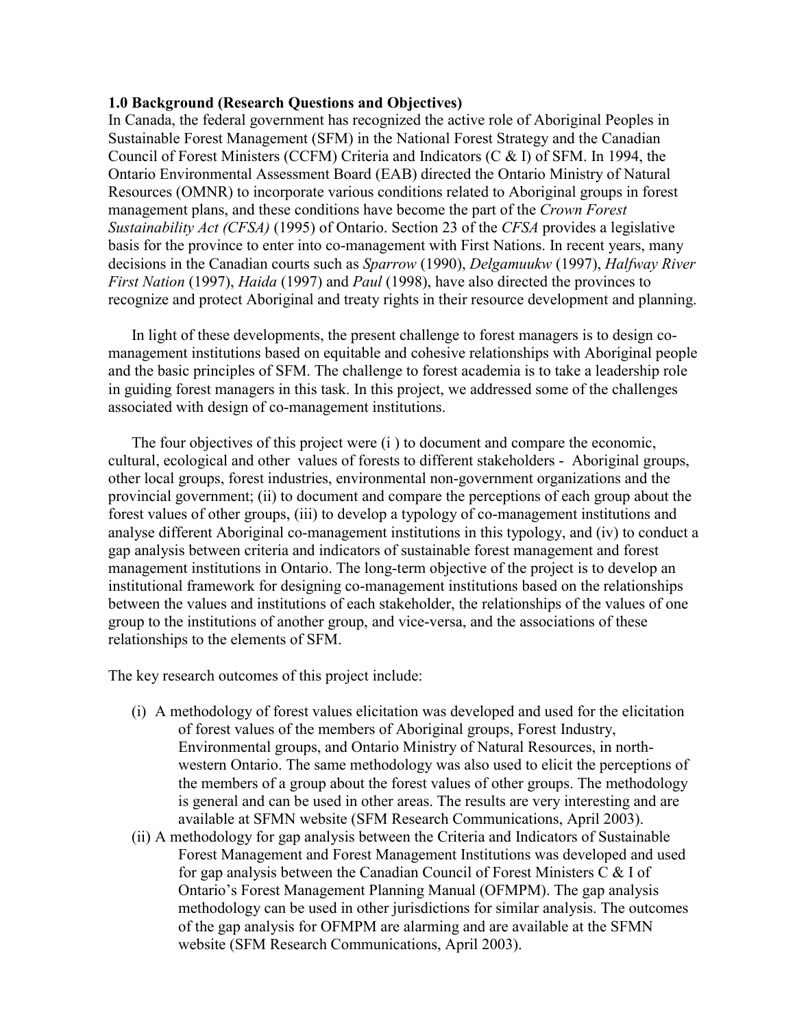**1.0 Background (Research Questions and Objectives)**

In Canada, the federal government has recognized the active role of Aboriginal Peoples in Sustainable Forest Management (SFM) in the National Forest Strategy and the Canadian Council of Forest Ministers (CCFM) Criteria and Indicators (C & I) of SFM. In 1994, the Ontario Environmental Assessment Board (EAB) directed the Ontario Ministry of Natural Resources (OMNR) to incorporate various conditions related to Aboriginal groups in forest management plans, and these conditions have become the part of the *Crown Forest Sustainability Act (CFSA)* (1995) of Ontario. Section 23 of the *CFSA* provides a legislative basis for the province to enter into co-management with First Nations. In recent years, many decisions in the Canadian courts such as *Sparrow* (1990), *Delgamuukw* (1997), *Halfway River First Nation* (1997), *Haida* (1997) and *Paul* (1998), have also directed the provinces to recognize and protect Aboriginal and treaty rights in their resource development and planning.

In light of these developments, the present challenge to forest managers is to design co-management institutions based on equitable and cohesive relationships with Aboriginal people and the basic principles of SFM. The challenge to forest academia is to take a leadership role in guiding forest managers in this task. In this project, we addressed some of the challenges associated with design of co-management institutions.

The four objectives of this project were (i ) to document and compare the economic, cultural, ecological and other values of forests to different stakeholders - Aboriginal groups, other local groups, forest industries, environmental non-government organizations and the provincial government; (ii) to document and compare the perceptions of each group about the forest values of other groups, (iii) to develop a typology of co-management institutions and analyse different Aboriginal co-management institutions in this typology, and (iv) to conduct a gap analysis between criteria and indicators of sustainable forest management and forest management institutions in Ontario. The long-term objective of the project is to develop an institutional framework for designing co-management institutions based on the relationships between the values and institutions of each stakeholder, the relationships of the values of one group to the institutions of another group, and vice-versa, and the associations of these relationships to the elements of SFM.

The key research outcomes of this project include:

(i) A methodology of forest values elicitation was developed and used for the elicitation of forest values of the members of Aboriginal groups, Forest Industry, Environmental groups, and Ontario Ministry of Natural Resources, in north-western Ontario. The same methodology was also used to elicit the perceptions of the members of a group about the forest values of other groups. The methodology is general and can be used in other areas. The results are very interesting and are available at SFMN website (SFM Research Communications, April 2003).

(ii) A methodology for gap analysis between the Criteria and Indicators of Sustainable Forest Management and Forest Management Institutions was developed and used for gap analysis between the Canadian Council of Forest Ministers C & I of Ontario's Forest Management Planning Manual (OFMPM). The gap analysis methodology can be used in other jurisdictions for similar analysis. The outcomes of the gap analysis for OFMPM are alarming and are available at the SFMN website (SFM Research Communications, April 2003).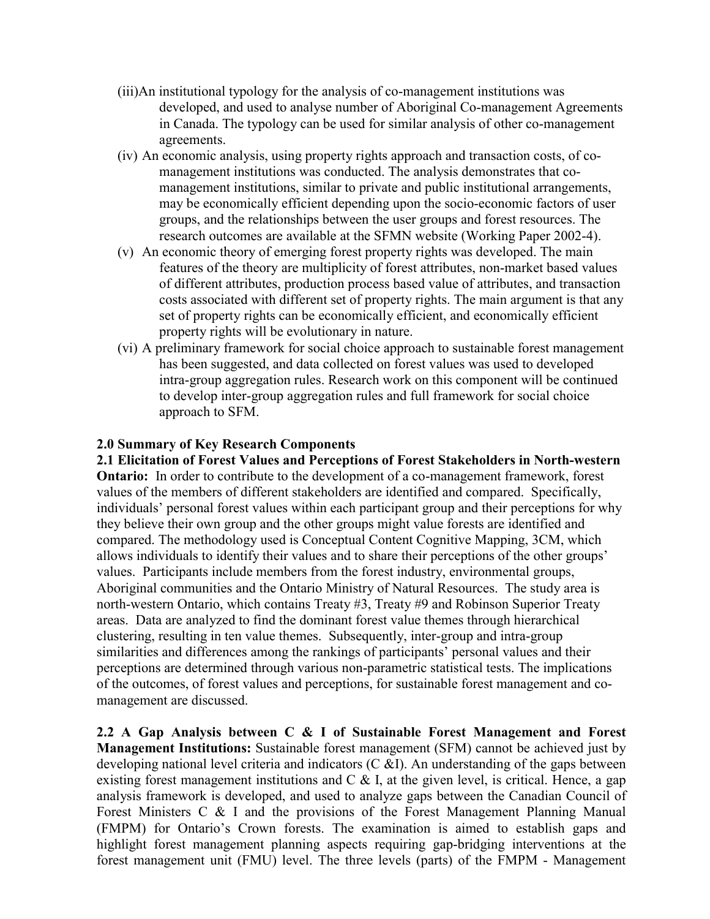(iii) An institutional typology for the analysis of co-management institutions was developed, and used to analyse number of Aboriginal Co-management Agreements in Canada. The typology can be used for similar analysis of other co-management agreements.

(iv) An economic analysis, using property rights approach and transaction costs, of co-management institutions was conducted. The analysis demonstrates that co-management institutions, similar to private and public institutional arrangements, may be economically efficient depending upon the socio-economic factors of user groups, and the relationships between the user groups and forest resources. The research outcomes are available at the SFMN website (Working Paper 2002-4).

(v) An economic theory of emerging forest property rights was developed. The main features of the theory are multiplicity of forest attributes, non-market based values of different attributes, production process based value of attributes, and transaction costs associated with different set of property rights. The main argument is that any set of property rights can be economically efficient, and economically efficient property rights will be evolutionary in nature.

(vi) A preliminary framework for social choice approach to sustainable forest management has been suggested, and data collected on forest values was used to developed intra-group aggregation rules. Research work on this component will be continued to develop inter-group aggregation rules and full framework for social choice approach to SFM.

## 2.0 Summary of Key Research Components

**2.1 Elicitation of Forest Values and Perceptions of Forest Stakeholders in North-western Ontario:** In order to contribute to the development of a co-management framework, forest values of the members of different stakeholders are identified and compared. Specifically, individuals' personal forest values within each participant group and their perceptions for why they believe their own group and the other groups might value forests are identified and compared. The methodology used is Conceptual Content Cognitive Mapping, 3CM, which allows individuals to identify their values and to share their perceptions of the other groups' values. Participants include members from the forest industry, environmental groups, Aboriginal communities and the Ontario Ministry of Natural Resources. The study area is north-western Ontario, which contains Treaty #3, Treaty #9 and Robinson Superior Treaty areas. Data are analyzed to find the dominant forest value themes through hierarchical clustering, resulting in ten value themes. Subsequently, inter-group and intra-group similarities and differences among the rankings of participants' personal values and their perceptions are determined through various non-parametric statistical tests. The implications of the outcomes, of forest values and perceptions, for sustainable forest management and co-management are discussed.

**2.2 A Gap Analysis between C & I of Sustainable Forest Management and Forest Management Institutions:** Sustainable forest management (SFM) cannot be achieved just by developing national level criteria and indicators (C &I). An understanding of the gaps between existing forest management institutions and C & I, at the given level, is critical. Hence, a gap analysis framework is developed, and used to analyze gaps between the Canadian Council of Forest Ministers C & I and the provisions of the Forest Management Planning Manual (FMPM) for Ontario's Crown forests. The examination is aimed to establish gaps and highlight forest management planning aspects requiring gap-bridging interventions at the forest management unit (FMU) level. The three levels (parts) of the FMPM - Management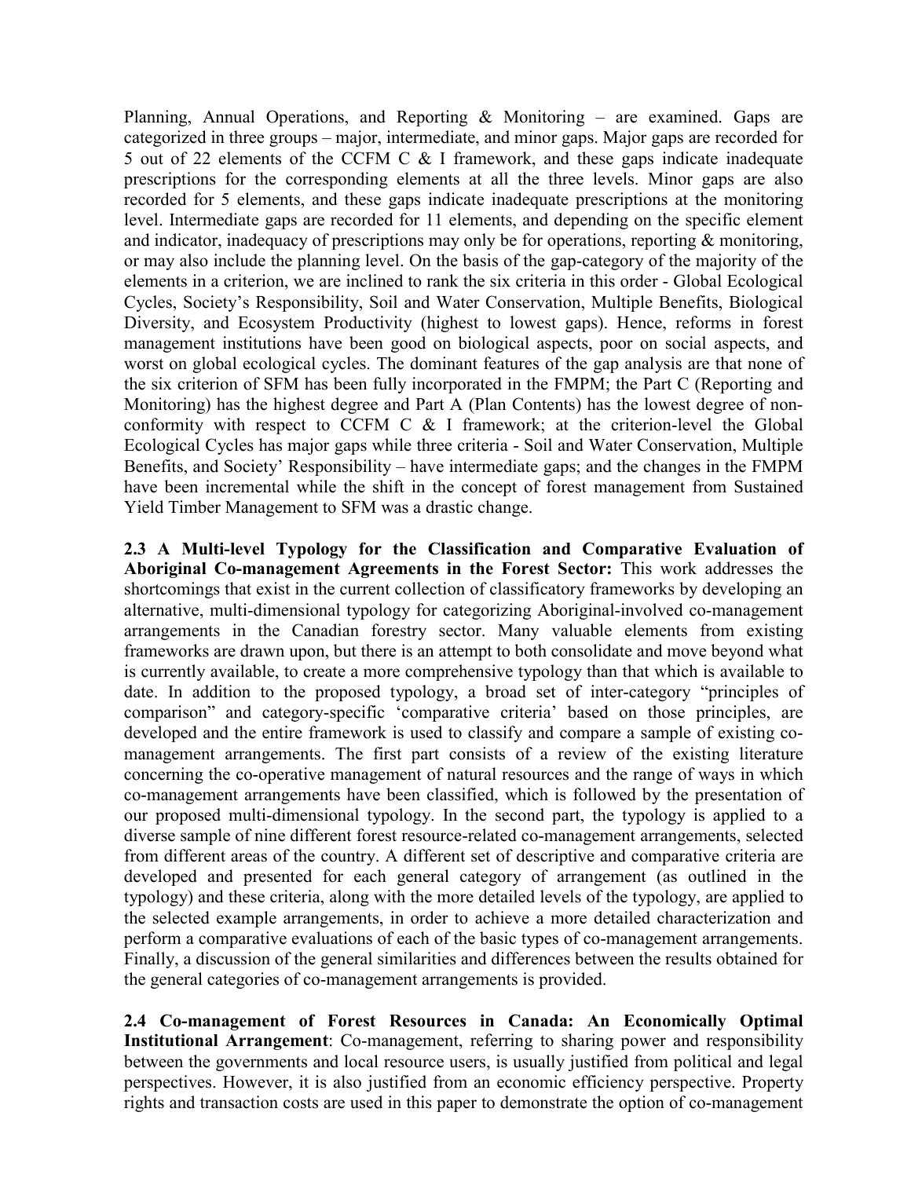Planning, Annual Operations, and Reporting & Monitoring – are examined. Gaps are categorized in three groups – major, intermediate, and minor gaps. Major gaps are recorded for 5 out of 22 elements of the CCFM C & I framework, and these gaps indicate inadequate prescriptions for the corresponding elements at all the three levels. Minor gaps are also recorded for 5 elements, and these gaps indicate inadequate prescriptions at the monitoring level. Intermediate gaps are recorded for 11 elements, and depending on the specific element and indicator, inadequacy of prescriptions may only be for operations, reporting & monitoring, or may also include the planning level. On the basis of the gap-category of the majority of the elements in a criterion, we are inclined to rank the six criteria in this order - Global Ecological Cycles, Society's Responsibility, Soil and Water Conservation, Multiple Benefits, Biological Diversity, and Ecosystem Productivity (highest to lowest gaps). Hence, reforms in forest management institutions have been good on biological aspects, poor on social aspects, and worst on global ecological cycles. The dominant features of the gap analysis are that none of the six criterion of SFM has been fully incorporated in the FMPM; the Part C (Reporting and Monitoring) has the highest degree and Part A (Plan Contents) has the lowest degree of non-conformity with respect to CCFM C & I framework; at the criterion-level the Global Ecological Cycles has major gaps while three criteria - Soil and Water Conservation, Multiple Benefits, and Society' Responsibility – have intermediate gaps; and the changes in the FMPM have been incremental while the shift in the concept of forest management from Sustained Yield Timber Management to SFM was a drastic change.

**2.3 A Multi-level Typology for the Classification and Comparative Evaluation of Aboriginal Co-management Agreements in the Forest Sector:** This work addresses the shortcomings that exist in the current collection of classificatory frameworks by developing an alternative, multi-dimensional typology for categorizing Aboriginal-involved co-management arrangements in the Canadian forestry sector. Many valuable elements from existing frameworks are drawn upon, but there is an attempt to both consolidate and move beyond what is currently available, to create a more comprehensive typology than that which is available to date. In addition to the proposed typology, a broad set of inter-category "principles of comparison" and category-specific 'comparative criteria' based on those principles, are developed and the entire framework is used to classify and compare a sample of existing co-management arrangements. The first part consists of a review of the existing literature concerning the co-operative management of natural resources and the range of ways in which co-management arrangements have been classified, which is followed by the presentation of our proposed multi-dimensional typology. In the second part, the typology is applied to a diverse sample of nine different forest resource-related co-management arrangements, selected from different areas of the country. A different set of descriptive and comparative criteria are developed and presented for each general category of arrangement (as outlined in the typology) and these criteria, along with the more detailed levels of the typology, are applied to the selected example arrangements, in order to achieve a more detailed characterization and perform a comparative evaluations of each of the basic types of co-management arrangements. Finally, a discussion of the general similarities and differences between the results obtained for the general categories of co-management arrangements is provided.

**2.4 Co-management of Forest Resources in Canada: An Economically Optimal Institutional Arrangement**: Co-management, referring to sharing power and responsibility between the governments and local resource users, is usually justified from political and legal perspectives. However, it is also justified from an economic efficiency perspective. Property rights and transaction costs are used in this paper to demonstrate the option of co-management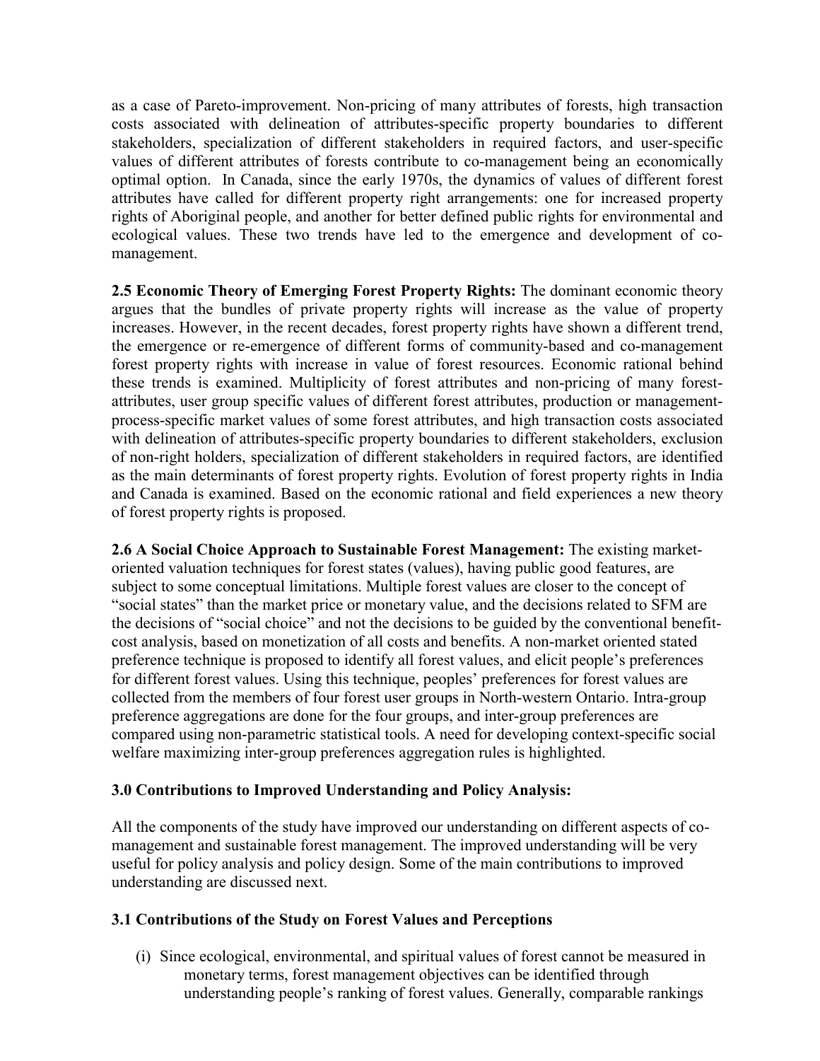as a case of Pareto-improvement. Non-pricing of many attributes of forests, high transaction costs associated with delineation of attributes-specific property boundaries to different stakeholders, specialization of different stakeholders in required factors, and user-specific values of different attributes of forests contribute to co-management being an economically optimal option. In Canada, since the early 1970s, the dynamics of values of different forest attributes have called for different property right arrangements: one for increased property rights of Aboriginal people, and another for better defined public rights for environmental and ecological values. These two trends have led to the emergence and development of co-management.

**2.5 Economic Theory of Emerging Forest Property Rights:** The dominant economic theory argues that the bundles of private property rights will increase as the value of property increases. However, in the recent decades, forest property rights have shown a different trend, the emergence or re-emergence of different forms of community-based and co-management forest property rights with increase in value of forest resources. Economic rational behind these trends is examined. Multiplicity of forest attributes and non-pricing of many forest-attributes, user group specific values of different forest attributes, production or management-process-specific market values of some forest attributes, and high transaction costs associated with delineation of attributes-specific property boundaries to different stakeholders, exclusion of non-right holders, specialization of different stakeholders in required factors, are identified as the main determinants of forest property rights. Evolution of forest property rights in India and Canada is examined. Based on the economic rational and field experiences a new theory of forest property rights is proposed.

**2.6 A Social Choice Approach to Sustainable Forest Management:** The existing market-oriented valuation techniques for forest states (values), having public good features, are subject to some conceptual limitations. Multiple forest values are closer to the concept of "social states" than the market price or monetary value, and the decisions related to SFM are the decisions of "social choice" and not the decisions to be guided by the conventional benefit-cost analysis, based on monetization of all costs and benefits. A non-market oriented stated preference technique is proposed to identify all forest values, and elicit people's preferences for different forest values. Using this technique, peoples' preferences for forest values are collected from the members of four forest user groups in North-western Ontario. Intra-group preference aggregations are done for the four groups, and inter-group preferences are compared using non-parametric statistical tools. A need for developing context-specific social welfare maximizing inter-group preferences aggregation rules is highlighted.

## 3.0 Contributions to Improved Understanding and Policy Analysis:

All the components of the study have improved our understanding on different aspects of co-management and sustainable forest management. The improved understanding will be very useful for policy analysis and policy design. Some of the main contributions to improved understanding are discussed next.

### 3.1 Contributions of the Study on Forest Values and Perceptions

(i) Since ecological, environmental, and spiritual values of forest cannot be measured in monetary terms, forest management objectives can be identified through understanding people's ranking of forest values. Generally, comparable rankings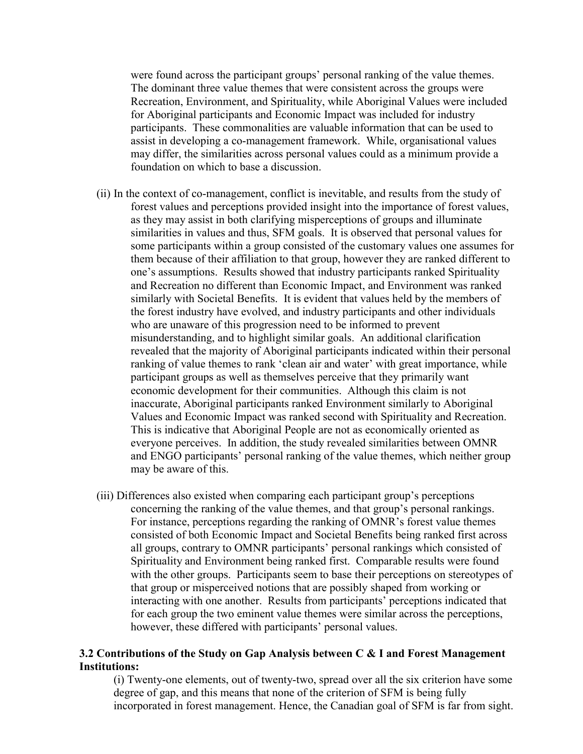were found across the participant groups' personal ranking of the value themes. The dominant three value themes that were consistent across the groups were Recreation, Environment, and Spirituality, while Aboriginal Values were included for Aboriginal participants and Economic Impact was included for industry participants. These commonalities are valuable information that can be used to assist in developing a co-management framework. While, organisational values may differ, the similarities across personal values could as a minimum provide a foundation on which to base a discussion.

(ii) In the context of co-management, conflict is inevitable, and results from the study of forest values and perceptions provided insight into the importance of forest values, as they may assist in both clarifying misperceptions of groups and illuminate similarities in values and thus, SFM goals. It is observed that personal values for some participants within a group consisted of the customary values one assumes for them because of their affiliation to that group, however they are ranked different to one's assumptions. Results showed that industry participants ranked Spirituality and Recreation no different than Economic Impact, and Environment was ranked similarly with Societal Benefits. It is evident that values held by the members of the forest industry have evolved, and industry participants and other individuals who are unaware of this progression need to be informed to prevent misunderstanding, and to highlight similar goals. An additional clarification revealed that the majority of Aboriginal participants indicated within their personal ranking of value themes to rank 'clean air and water' with great importance, while participant groups as well as themselves perceive that they primarily want economic development for their communities. Although this claim is not inaccurate, Aboriginal participants ranked Environment similarly to Aboriginal Values and Economic Impact was ranked second with Spirituality and Recreation. This is indicative that Aboriginal People are not as economically oriented as everyone perceives. In addition, the study revealed similarities between OMNR and ENGO participants' personal ranking of the value themes, which neither group may be aware of this.

(iii) Differences also existed when comparing each participant group's perceptions concerning the ranking of the value themes, and that group's personal rankings. For instance, perceptions regarding the ranking of OMNR's forest value themes consisted of both Economic Impact and Societal Benefits being ranked first across all groups, contrary to OMNR participants' personal rankings which consisted of Spirituality and Environment being ranked first. Comparable results were found with the other groups. Participants seem to base their perceptions on stereotypes of that group or misperceived notions that are possibly shaped from working or interacting with one another. Results from participants' perceptions indicated that for each group the two eminent value themes were similar across the perceptions, however, these differed with participants' personal values.

### 3.2 Contributions of the Study on Gap Analysis between C & I and Forest Management Institutions:

(i) Twenty-one elements, out of twenty-two, spread over all the six criterion have some degree of gap, and this means that none of the criterion of SFM is being fully incorporated in forest management. Hence, the Canadian goal of SFM is far from sight.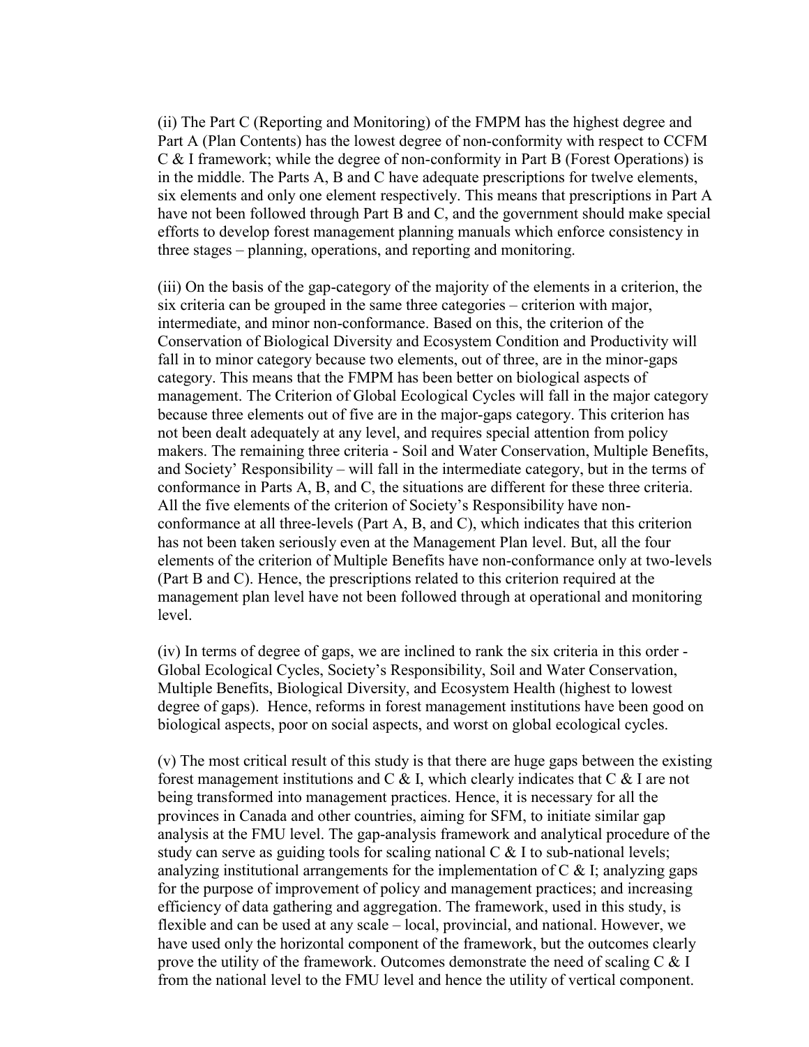(ii) The Part C (Reporting and Monitoring) of the FMPM has the highest degree and Part A (Plan Contents) has the lowest degree of non-conformity with respect to CCFM C & I framework; while the degree of non-conformity in Part B (Forest Operations) is in the middle. The Parts A, B and C have adequate prescriptions for twelve elements, six elements and only one element respectively. This means that prescriptions in Part A have not been followed through Part B and C, and the government should make special efforts to develop forest management planning manuals which enforce consistency in three stages – planning, operations, and reporting and monitoring.

(iii) On the basis of the gap-category of the majority of the elements in a criterion, the six criteria can be grouped in the same three categories – criterion with major, intermediate, and minor non-conformance. Based on this, the criterion of the Conservation of Biological Diversity and Ecosystem Condition and Productivity will fall in to minor category because two elements, out of three, are in the minor-gaps category. This means that the FMPM has been better on biological aspects of management. The Criterion of Global Ecological Cycles will fall in the major category because three elements out of five are in the major-gaps category. This criterion has not been dealt adequately at any level, and requires special attention from policy makers. The remaining three criteria - Soil and Water Conservation, Multiple Benefits, and Society' Responsibility – will fall in the intermediate category, but in the terms of conformance in Parts A, B, and C, the situations are different for these three criteria. All the five elements of the criterion of Society's Responsibility have non-conformance at all three-levels (Part A, B, and C), which indicates that this criterion has not been taken seriously even at the Management Plan level. But, all the four elements of the criterion of Multiple Benefits have non-conformance only at two-levels (Part B and C). Hence, the prescriptions related to this criterion required at the management plan level have not been followed through at operational and monitoring level.

(iv) In terms of degree of gaps, we are inclined to rank the six criteria in this order - Global Ecological Cycles, Society's Responsibility, Soil and Water Conservation, Multiple Benefits, Biological Diversity, and Ecosystem Health (highest to lowest degree of gaps). Hence, reforms in forest management institutions have been good on biological aspects, poor on social aspects, and worst on global ecological cycles.

(v) The most critical result of this study is that there are huge gaps between the existing forest management institutions and C & I, which clearly indicates that C & I are not being transformed into management practices. Hence, it is necessary for all the provinces in Canada and other countries, aiming for SFM, to initiate similar gap analysis at the FMU level. The gap-analysis framework and analytical procedure of the study can serve as guiding tools for scaling national C & I to sub-national levels; analyzing institutional arrangements for the implementation of C & I; analyzing gaps for the purpose of improvement of policy and management practices; and increasing efficiency of data gathering and aggregation. The framework, used in this study, is flexible and can be used at any scale – local, provincial, and national. However, we have used only the horizontal component of the framework, but the outcomes clearly prove the utility of the framework. Outcomes demonstrate the need of scaling C & I from the national level to the FMU level and hence the utility of vertical component.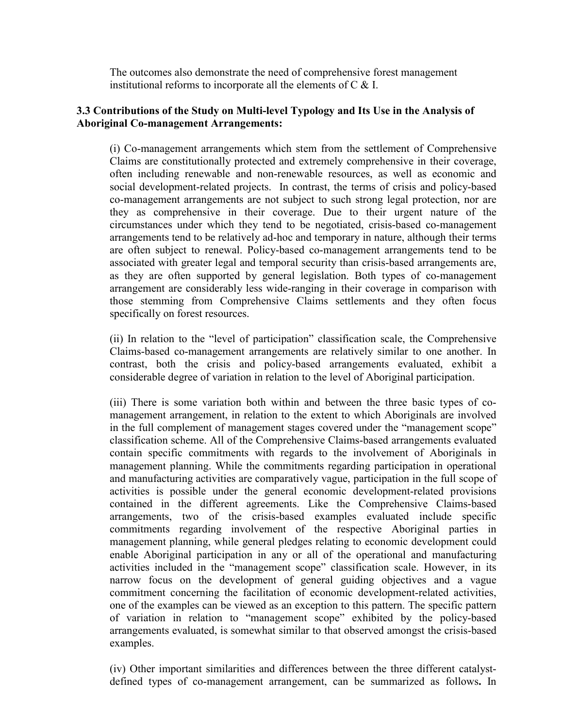The outcomes also demonstrate the need of comprehensive forest management institutional reforms to incorporate all the elements of C & I.

**3.3 Contributions of the Study on Multi-level Typology and Its Use in the Analysis of Aboriginal Co-management Arrangements:**

(i) Co-management arrangements which stem from the settlement of Comprehensive Claims are constitutionally protected and extremely comprehensive in their coverage, often including renewable and non-renewable resources, as well as economic and social development-related projects. In contrast, the terms of crisis and policy-based co-management arrangements are not subject to such strong legal protection, nor are they as comprehensive in their coverage. Due to their urgent nature of the circumstances under which they tend to be negotiated, crisis-based co-management arrangements tend to be relatively ad-hoc and temporary in nature, although their terms are often subject to renewal. Policy-based co-management arrangements tend to be associated with greater legal and temporal security than crisis-based arrangements are, as they are often supported by general legislation. Both types of co-management arrangement are considerably less wide-ranging in their coverage in comparison with those stemming from Comprehensive Claims settlements and they often focus specifically on forest resources.

(ii) In relation to the "level of participation" classification scale, the Comprehensive Claims-based co-management arrangements are relatively similar to one another. In contrast, both the crisis and policy-based arrangements evaluated, exhibit a considerable degree of variation in relation to the level of Aboriginal participation.

(iii) There is some variation both within and between the three basic types of co-management arrangement, in relation to the extent to which Aboriginals are involved in the full complement of management stages covered under the "management scope" classification scheme. All of the Comprehensive Claims-based arrangements evaluated contain specific commitments with regards to the involvement of Aboriginals in management planning. While the commitments regarding participation in operational and manufacturing activities are comparatively vague, participation in the full scope of activities is possible under the general economic development-related provisions contained in the different agreements. Like the Comprehensive Claims-based arrangements, two of the crisis-based examples evaluated include specific commitments regarding involvement of the respective Aboriginal parties in management planning, while general pledges relating to economic development could enable Aboriginal participation in any or all of the operational and manufacturing activities included in the "management scope" classification scale. However, in its narrow focus on the development of general guiding objectives and a vague commitment concerning the facilitation of economic development-related activities, one of the examples can be viewed as an exception to this pattern. The specific pattern of variation in relation to "management scope" exhibited by the policy-based arrangements evaluated, is somewhat similar to that observed amongst the crisis-based examples.

(iv) Other important similarities and differences between the three different catalyst-defined types of co-management arrangement, can be summarized as follows**.** In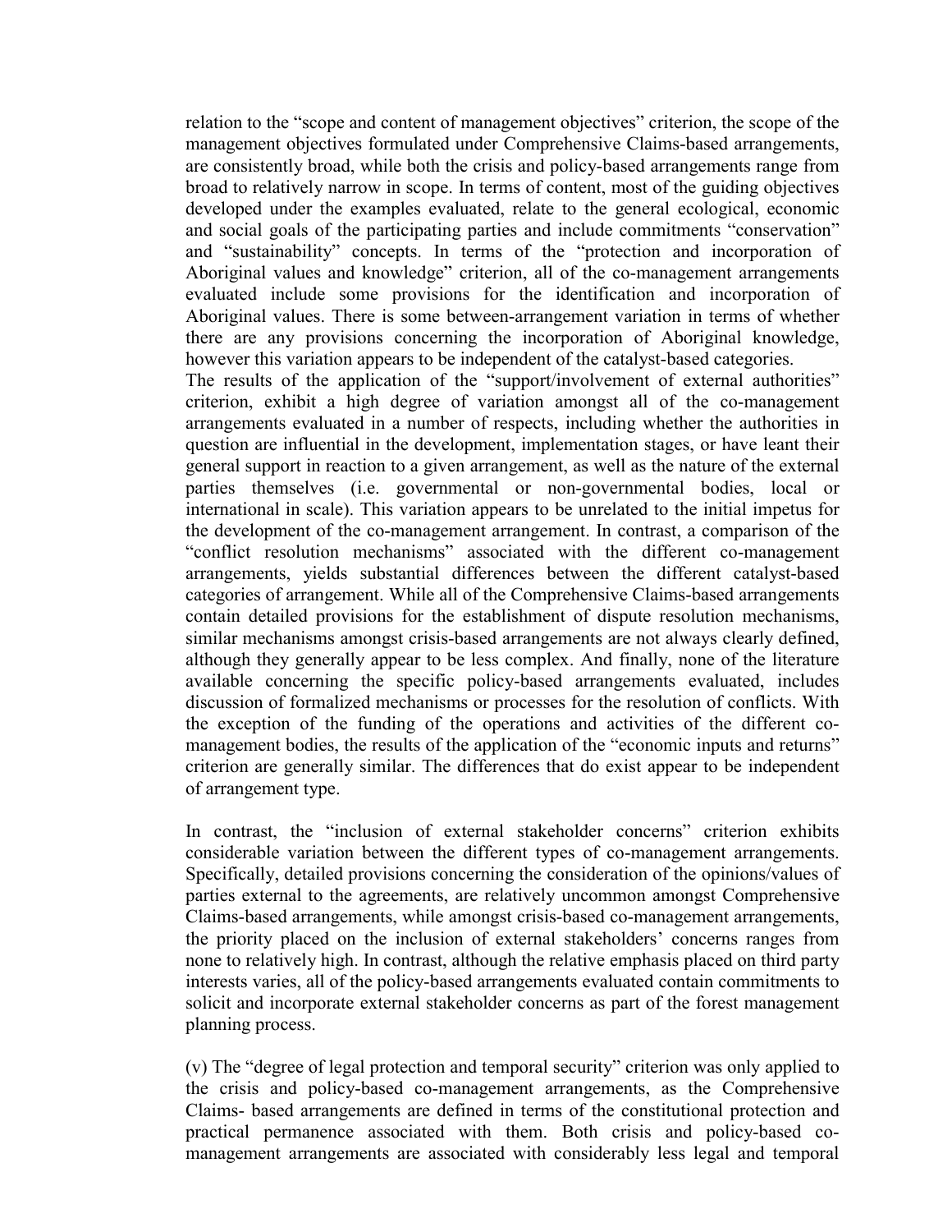relation to the "scope and content of management objectives" criterion, the scope of the management objectives formulated under Comprehensive Claims-based arrangements, are consistently broad, while both the crisis and policy-based arrangements range from broad to relatively narrow in scope. In terms of content, most of the guiding objectives developed under the examples evaluated, relate to the general ecological, economic and social goals of the participating parties and include commitments "conservation" and "sustainability" concepts. In terms of the "protection and incorporation of Aboriginal values and knowledge" criterion, all of the co-management arrangements evaluated include some provisions for the identification and incorporation of Aboriginal values. There is some between-arrangement variation in terms of whether there are any provisions concerning the incorporation of Aboriginal knowledge, however this variation appears to be independent of the catalyst-based categories.
The results of the application of the "support/involvement of external authorities" criterion, exhibit a high degree of variation amongst all of the co-management arrangements evaluated in a number of respects, including whether the authorities in question are influential in the development, implementation stages, or have leant their general support in reaction to a given arrangement, as well as the nature of the external parties themselves (i.e. governmental or non-governmental bodies, local or international in scale). This variation appears to be unrelated to the initial impetus for the development of the co-management arrangement. In contrast, a comparison of the "conflict resolution mechanisms" associated with the different co-management arrangements, yields substantial differences between the different catalyst-based categories of arrangement. While all of the Comprehensive Claims-based arrangements contain detailed provisions for the establishment of dispute resolution mechanisms, similar mechanisms amongst crisis-based arrangements are not always clearly defined, although they generally appear to be less complex. And finally, none of the literature available concerning the specific policy-based arrangements evaluated, includes discussion of formalized mechanisms or processes for the resolution of conflicts. With the exception of the funding of the operations and activities of the different co-management bodies, the results of the application of the "economic inputs and returns" criterion are generally similar. The differences that do exist appear to be independent of arrangement type.

In contrast, the "inclusion of external stakeholder concerns" criterion exhibits considerable variation between the different types of co-management arrangements. Specifically, detailed provisions concerning the consideration of the opinions/values of parties external to the agreements, are relatively uncommon amongst Comprehensive Claims-based arrangements, while amongst crisis-based co-management arrangements, the priority placed on the inclusion of external stakeholders' concerns ranges from none to relatively high. In contrast, although the relative emphasis placed on third party interests varies, all of the policy-based arrangements evaluated contain commitments to solicit and incorporate external stakeholder concerns as part of the forest management planning process.

(v) The "degree of legal protection and temporal security" criterion was only applied to the crisis and policy-based co-management arrangements, as the Comprehensive Claims- based arrangements are defined in terms of the constitutional protection and practical permanence associated with them. Both crisis and policy-based co-management arrangements are associated with considerably less legal and temporal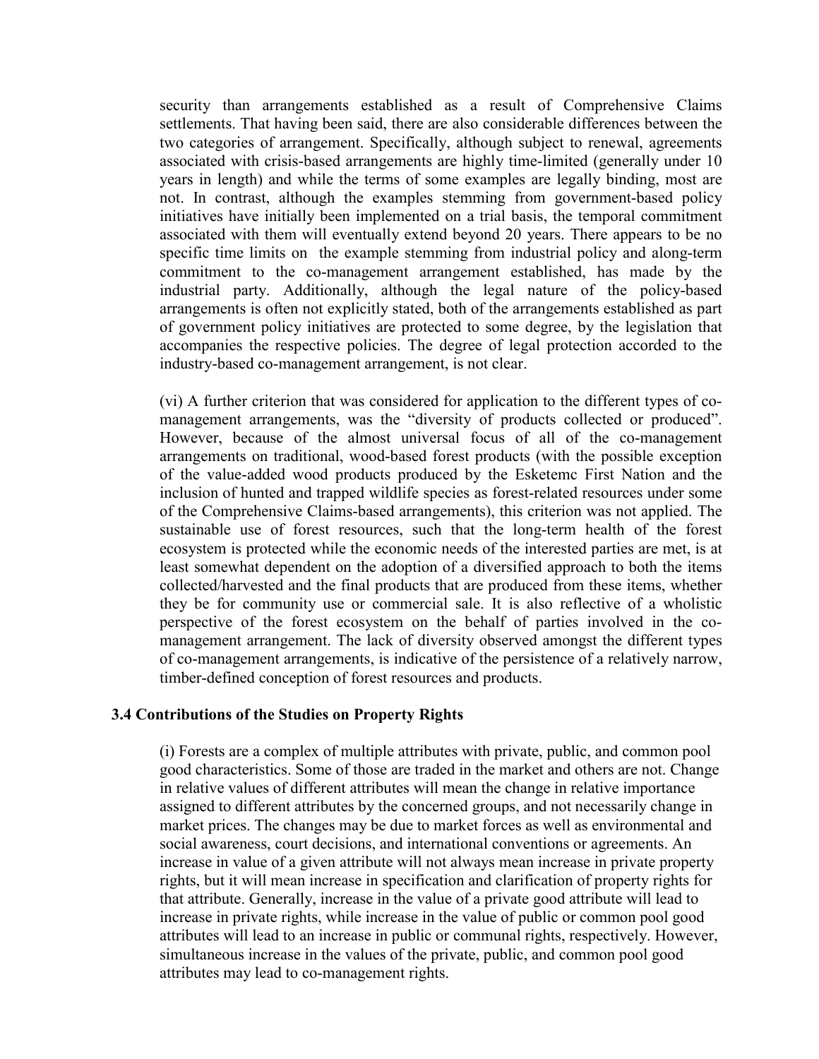security than arrangements established as a result of Comprehensive Claims settlements. That having been said, there are also considerable differences between the two categories of arrangement. Specifically, although subject to renewal, agreements associated with crisis-based arrangements are highly time-limited (generally under 10 years in length) and while the terms of some examples are legally binding, most are not. In contrast, although the examples stemming from government-based policy initiatives have initially been implemented on a trial basis, the temporal commitment associated with them will eventually extend beyond 20 years. There appears to be no specific time limits on the example stemming from industrial policy and along-term commitment to the co-management arrangement established, has made by the industrial party. Additionally, although the legal nature of the policy-based arrangements is often not explicitly stated, both of the arrangements established as part of government policy initiatives are protected to some degree, by the legislation that accompanies the respective policies. The degree of legal protection accorded to the industry-based co-management arrangement, is not clear.

(vi) A further criterion that was considered for application to the different types of co-management arrangements, was the "diversity of products collected or produced". However, because of the almost universal focus of all of the co-management arrangements on traditional, wood-based forest products (with the possible exception of the value-added wood products produced by the Esketemc First Nation and the inclusion of hunted and trapped wildlife species as forest-related resources under some of the Comprehensive Claims-based arrangements), this criterion was not applied. The sustainable use of forest resources, such that the long-term health of the forest ecosystem is protected while the economic needs of the interested parties are met, is at least somewhat dependent on the adoption of a diversified approach to both the items collected/harvested and the final products that are produced from these items, whether they be for community use or commercial sale. It is also reflective of a wholistic perspective of the forest ecosystem on the behalf of parties involved in the co-management arrangement. The lack of diversity observed amongst the different types of co-management arrangements, is indicative of the persistence of a relatively narrow, timber-defined conception of forest resources and products.

### 3.4 Contributions of the Studies on Property Rights

(i) Forests are a complex of multiple attributes with private, public, and common pool good characteristics. Some of those are traded in the market and others are not. Change in relative values of different attributes will mean the change in relative importance assigned to different attributes by the concerned groups, and not necessarily change in market prices. The changes may be due to market forces as well as environmental and social awareness, court decisions, and international conventions or agreements. An increase in value of a given attribute will not always mean increase in private property rights, but it will mean increase in specification and clarification of property rights for that attribute. Generally, increase in the value of a private good attribute will lead to increase in private rights, while increase in the value of public or common pool good attributes will lead to an increase in public or communal rights, respectively. However, simultaneous increase in the values of the private, public, and common pool good attributes may lead to co-management rights.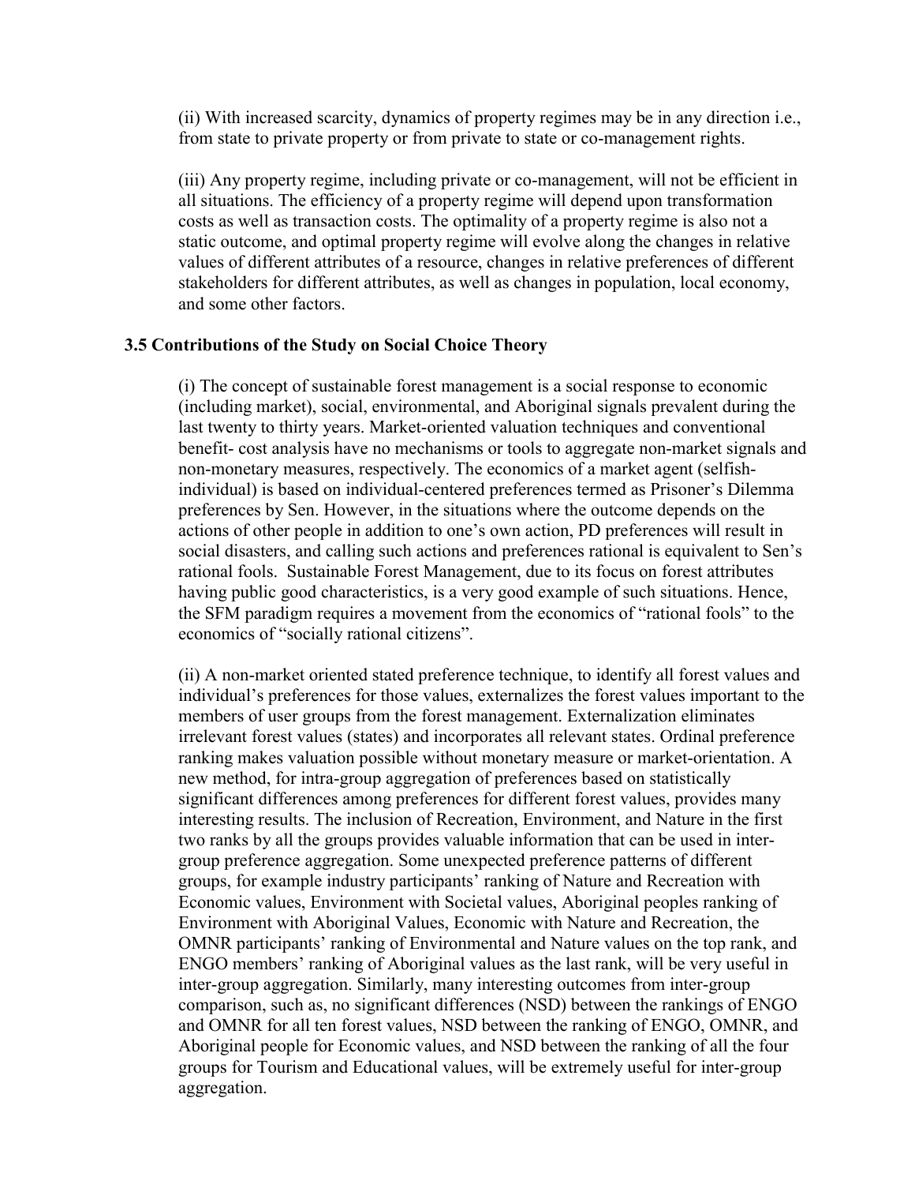(ii) With increased scarcity, dynamics of property regimes may be in any direction i.e., from state to private property or from private to state or co-management rights.

(iii) Any property regime, including private or co-management, will not be efficient in all situations. The efficiency of a property regime will depend upon transformation costs as well as transaction costs. The optimality of a property regime is also not a static outcome, and optimal property regime will evolve along the changes in relative values of different attributes of a resource, changes in relative preferences of different stakeholders for different attributes, as well as changes in population, local economy, and some other factors.

### 3.5 Contributions of the Study on Social Choice Theory

(i) The concept of sustainable forest management is a social response to economic (including market), social, environmental, and Aboriginal signals prevalent during the last twenty to thirty years. Market-oriented valuation techniques and conventional benefit- cost analysis have no mechanisms or tools to aggregate non-market signals and non-monetary measures, respectively. The economics of a market agent (selfish-individual) is based on individual-centered preferences termed as Prisoner's Dilemma preferences by Sen. However, in the situations where the outcome depends on the actions of other people in addition to one's own action, PD preferences will result in social disasters, and calling such actions and preferences rational is equivalent to Sen's rational fools. Sustainable Forest Management, due to its focus on forest attributes having public good characteristics, is a very good example of such situations. Hence, the SFM paradigm requires a movement from the economics of "rational fools" to the economics of "socially rational citizens".

(ii) A non-market oriented stated preference technique, to identify all forest values and individual's preferences for those values, externalizes the forest values important to the members of user groups from the forest management. Externalization eliminates irrelevant forest values (states) and incorporates all relevant states. Ordinal preference ranking makes valuation possible without monetary measure or market-orientation. A new method, for intra-group aggregation of preferences based on statistically significant differences among preferences for different forest values, provides many interesting results. The inclusion of Recreation, Environment, and Nature in the first two ranks by all the groups provides valuable information that can be used in inter-group preference aggregation. Some unexpected preference patterns of different groups, for example industry participants' ranking of Nature and Recreation with Economic values, Environment with Societal values, Aboriginal peoples ranking of Environment with Aboriginal Values, Economic with Nature and Recreation, the OMNR participants' ranking of Environmental and Nature values on the top rank, and ENGO members' ranking of Aboriginal values as the last rank, will be very useful in inter-group aggregation. Similarly, many interesting outcomes from inter-group comparison, such as, no significant differences (NSD) between the rankings of ENGO and OMNR for all ten forest values, NSD between the ranking of ENGO, OMNR, and Aboriginal people for Economic values, and NSD between the ranking of all the four groups for Tourism and Educational values, will be extremely useful for inter-group aggregation.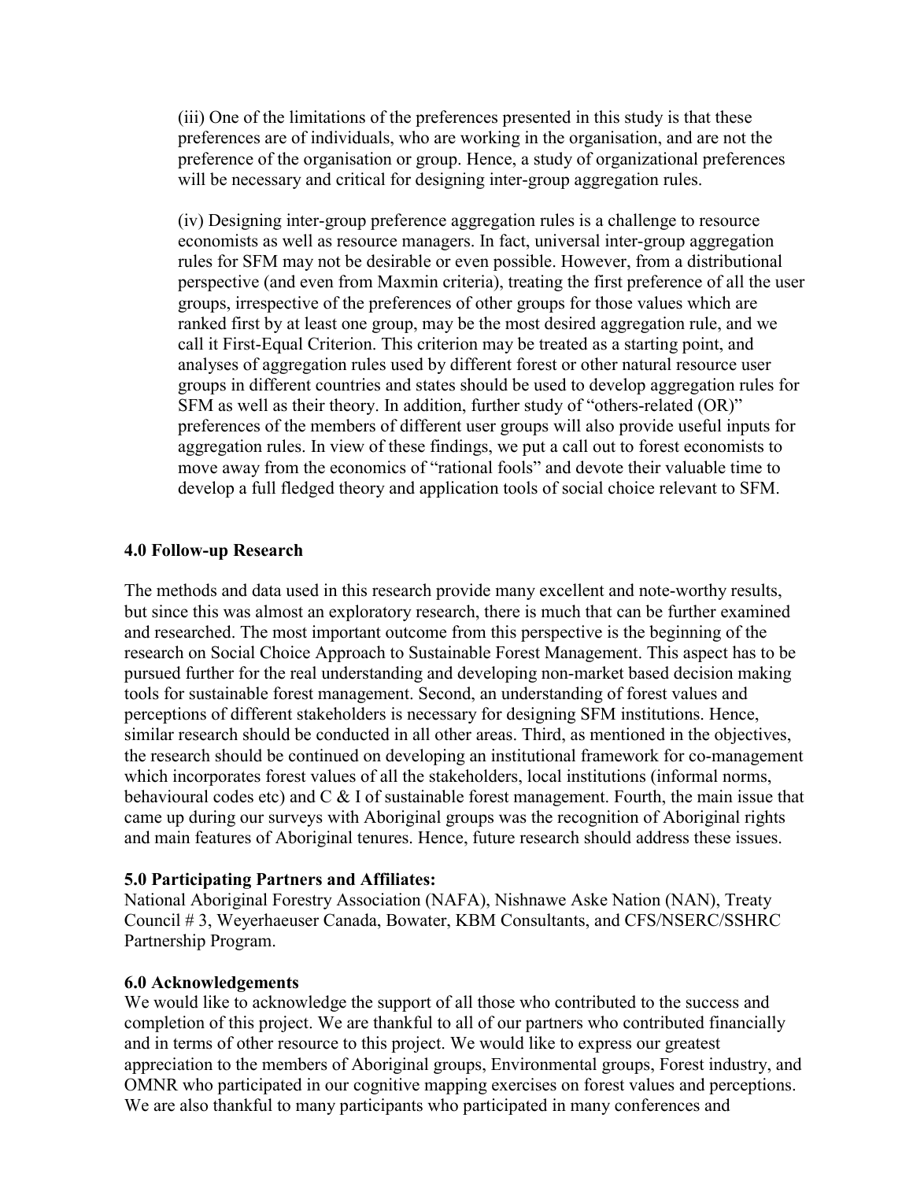(iii) One of the limitations of the preferences presented in this study is that these preferences are of individuals, who are working in the organisation, and are not the preference of the organisation or group. Hence, a study of organizational preferences will be necessary and critical for designing inter-group aggregation rules.

(iv) Designing inter-group preference aggregation rules is a challenge to resource economists as well as resource managers. In fact, universal inter-group aggregation rules for SFM may not be desirable or even possible. However, from a distributional perspective (and even from Maxmin criteria), treating the first preference of all the user groups, irrespective of the preferences of other groups for those values which are ranked first by at least one group, may be the most desired aggregation rule, and we call it First-Equal Criterion. This criterion may be treated as a starting point, and analyses of aggregation rules used by different forest or other natural resource user groups in different countries and states should be used to develop aggregation rules for SFM as well as their theory. In addition, further study of "others-related (OR)" preferences of the members of different user groups will also provide useful inputs for aggregation rules. In view of these findings, we put a call out to forest economists to move away from the economics of "rational fools" and devote their valuable time to develop a full fledged theory and application tools of social choice relevant to SFM.

## 4.0 Follow-up Research

The methods and data used in this research provide many excellent and note-worthy results, but since this was almost an exploratory research, there is much that can be further examined and researched. The most important outcome from this perspective is the beginning of the research on Social Choice Approach to Sustainable Forest Management. This aspect has to be pursued further for the real understanding and developing non-market based decision making tools for sustainable forest management. Second, an understanding of forest values and perceptions of different stakeholders is necessary for designing SFM institutions. Hence, similar research should be conducted in all other areas. Third, as mentioned in the objectives, the research should be continued on developing an institutional framework for co-management which incorporates forest values of all the stakeholders, local institutions (informal norms, behavioural codes etc) and C & I of sustainable forest management. Fourth, the main issue that came up during our surveys with Aboriginal groups was the recognition of Aboriginal rights and main features of Aboriginal tenures. Hence, future research should address these issues.

## 5.0 Participating Partners and Affiliates:

National Aboriginal Forestry Association (NAFA), Nishnawe Aske Nation (NAN), Treaty Council # 3, Weyerhaeuser Canada, Bowater, KBM Consultants, and CFS/NSERC/SSHRC Partnership Program.

## 6.0 Acknowledgements

We would like to acknowledge the support of all those who contributed to the success and completion of this project. We are thankful to all of our partners who contributed financially and in terms of other resource to this project. We would like to express our greatest appreciation to the members of Aboriginal groups, Environmental groups, Forest industry, and OMNR who participated in our cognitive mapping exercises on forest values and perceptions. We are also thankful to many participants who participated in many conferences and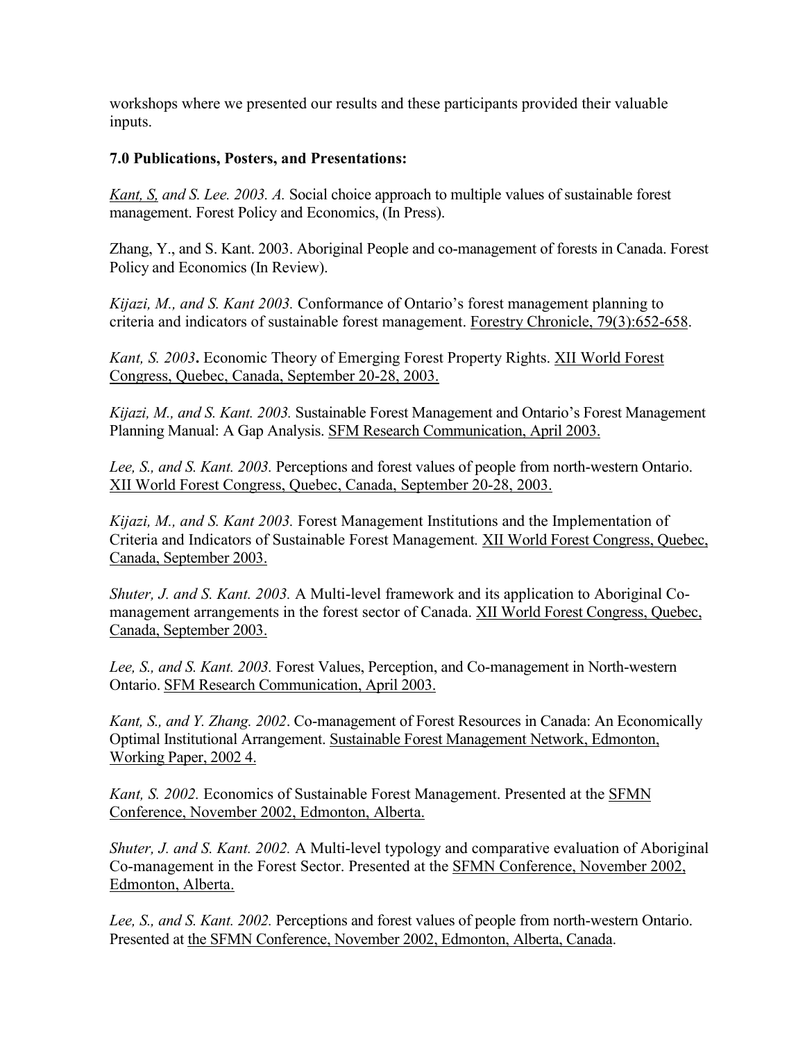workshops where we presented our results and these participants provided their valuable inputs.

**7.0 Publications, Posters, and Presentations:**

*Kant, S, and S. Lee. 2003. A.* Social choice approach to multiple values of sustainable forest management. Forest Policy and Economics, (In Press).

Zhang, Y., and S. Kant. 2003. Aboriginal People and co-management of forests in Canada. Forest Policy and Economics (In Review).

*Kijazi, M., and S. Kant 2003.* Conformance of Ontario's forest management planning to criteria and indicators of sustainable forest management. Forestry Chronicle, 79(3):652-658.

*Kant, S. 2003***.** Economic Theory of Emerging Forest Property Rights. XII World Forest Congress, Quebec, Canada, September 20-28, 2003.

*Kijazi, M., and S. Kant. 2003.* Sustainable Forest Management and Ontario's Forest Management Planning Manual: A Gap Analysis. SFM Research Communication, April 2003.

*Lee, S., and S. Kant. 2003.* Perceptions and forest values of people from north-western Ontario. XII World Forest Congress, Quebec, Canada, September 20-28, 2003.

*Kijazi, M., and S. Kant 2003.* Forest Management Institutions and the Implementation of Criteria and Indicators of Sustainable Forest Management*.* XII World Forest Congress, Quebec, Canada, September 2003.

*Shuter, J. and S. Kant. 2003.* A Multi-level framework and its application to Aboriginal Co-management arrangements in the forest sector of Canada. XII World Forest Congress, Quebec, Canada, September 2003.

*Lee, S., and S. Kant. 2003.* Forest Values, Perception, and Co-management in North-western Ontario. SFM Research Communication, April 2003.

*Kant, S., and Y. Zhang. 2002*. Co-management of Forest Resources in Canada: An Economically Optimal Institutional Arrangement. Sustainable Forest Management Network, Edmonton, Working Paper, 2002 4.

*Kant, S. 2002.* Economics of Sustainable Forest Management. Presented at the SFMN Conference, November 2002, Edmonton, Alberta.

*Shuter, J. and S. Kant. 2002.* A Multi-level typology and comparative evaluation of Aboriginal Co-management in the Forest Sector. Presented at the SFMN Conference, November 2002, Edmonton, Alberta.

*Lee, S., and S. Kant. 2002.* Perceptions and forest values of people from north-western Ontario. Presented at the SFMN Conference, November 2002, Edmonton, Alberta, Canada.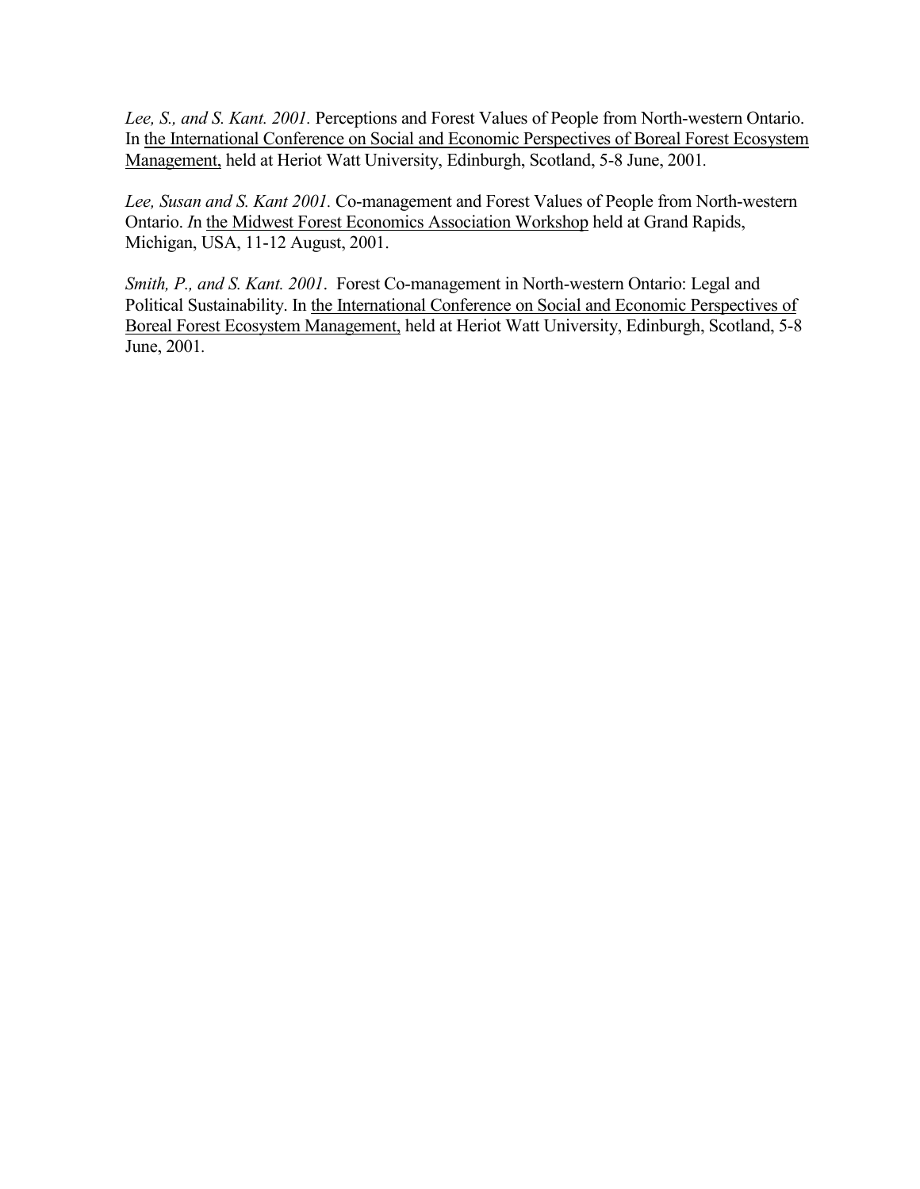*Lee, S., and S. Kant. 2001.* Perceptions and Forest Values of People from North-western Ontario. In the International Conference on Social and Economic Perspectives of Boreal Forest Ecosystem Management, held at Heriot Watt University, Edinburgh, Scotland, 5-8 June, 2001.

*Lee, Susan and S. Kant 2001.* Co-management and Forest Values of People from North-western Ontario. *I*n the Midwest Forest Economics Association Workshop held at Grand Rapids, Michigan, USA, 11-12 August, 2001.

*Smith, P., and S. Kant. 2001*. Forest Co-management in North-western Ontario: Legal and Political Sustainability. In the International Conference on Social and Economic Perspectives of Boreal Forest Ecosystem Management, held at Heriot Watt University, Edinburgh, Scotland, 5-8 June, 2001.